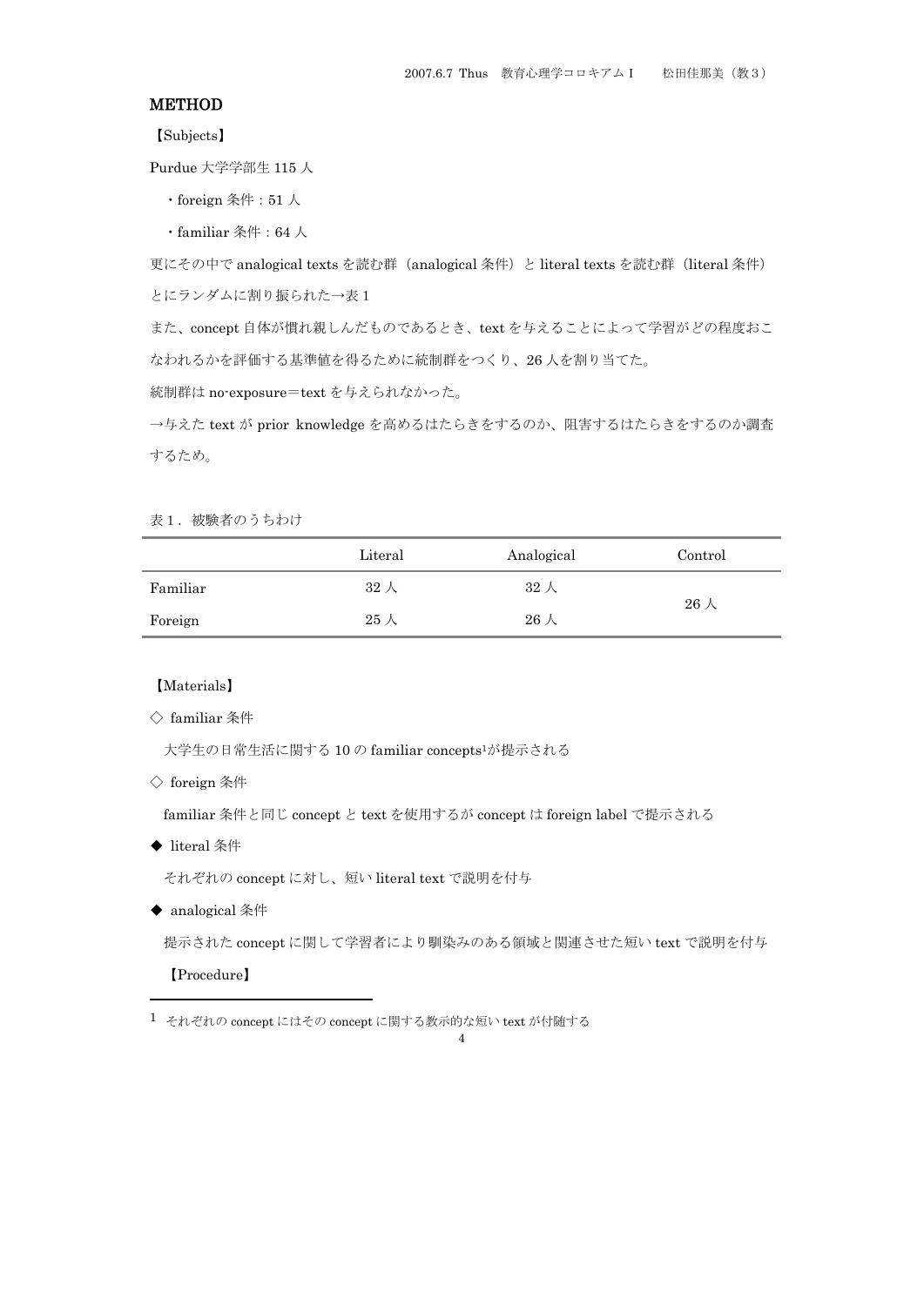## METHOD

【Subjects】

Purdue 大学学部生 115 人

・foreign 条件：51 人

・familiar 条件：64 人

更にその中で analogical texts を読む群（analogical 条件）と literal texts を読む群（literal 条件）とにランダムに割り振られた→表 1

また、concept 自体が慣れ親しんだものであるとき、text を与えることによって学習がどの程度おこなわれるかを評価する基準値を得るために統制群をつくり、26 人を割り当てた。

統制群は no-exposure＝text を与えられなかった。

→与えた text が prior knowledge を高めるはたらきをするのか、阻害するはたらきをするのか調査するため。

表 1．被験者のうちわけ

| | Literal | Analogical | Control |
|---|---|---|---|
| Familiar | 32 人 | 32 人 | 26 人 |
| Foreign | 25 人 | 26 人 | |

【Materials】

◇ familiar 条件

大学生の日常生活に関する 10 の familiar concepts[1]が提示される

◇ foreign 条件

familiar 条件と同じ concept と text を使用するが concept は foreign label で提示される

◆ literal 条件

それぞれの concept に対し、短い literal text で説明を付与

◆ analogical 条件

提示された concept に関して学習者により馴染みのある領域と関連させた短い text で説明を付与

【Procedure】

[1] それぞれの concept にはその concept に関する教示的な短い text が付随する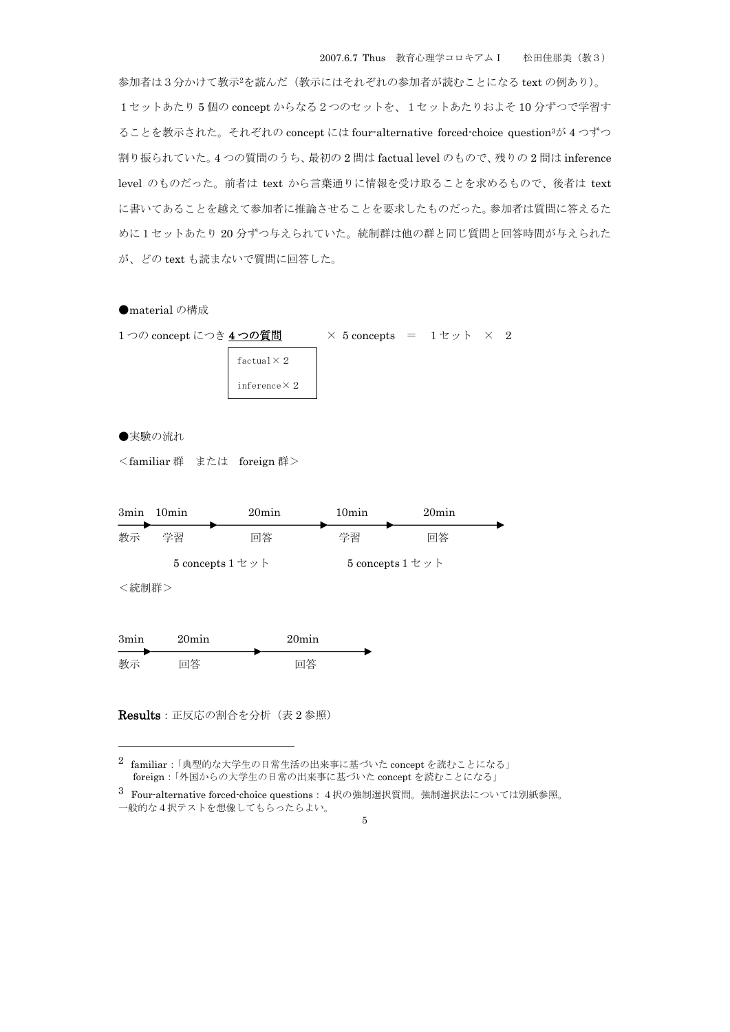参加者は３分かけて教示[2]を読んだ（教示にはそれぞれの参加者が読むことになる text の例あり）。１セットあたり 5 個の concept からなる２つのセットを、１セットあたりおよそ 10 分ずつで学習することを教示された。それぞれの concept には four-alternative forced-choice question[3]が 4 つずつ割り振られていた。4 つの質問のうち、最初の 2 問は factual level のもので、残りの 2 問は inference level のものだった。前者は text から言葉通りに情報を受け取ることを求めるもので、後者は text に書いてあることを越えて参加者に推論させることを要求したものだった。参加者は質問に答えるために１セットあたり 20 分ずつ与えられていた。統制群は他の群と同じ質問と回答時間が与えられたが、どの text も読まないで質問に回答した。

●material の構成

1 つの concept につき **4 つの質問** × 5 concepts ＝ 1 セット × 2

```
factual × 2
inference × 2
```

●実験の流れ

＜familiar 群　または　foreign 群＞

| 3min | 10min | 20min | 10min | 20min |
|---|---|---|---|---|
| 教示 | 学習 | 回答 | 学習 | 回答 |
| | 5 concepts 1 セット | | 5 concepts 1 セット | |

＜統制群＞

| 3min | 20min | 20min |
|---|---|---|
| 教示 | 回答 | 回答 |

**Results**：正反応の割合を分析（表 2 参照）

---

[2] familiar：「典型的な大学生の日常生活の出来事に基づいた concept を読むことになる」
foreign：「外国からの大学生の日常の出来事に基づいた concept を読むことになる」

[3] Four-alternative forced-choice questions：４択の強制選択質問。強制選択法については別紙参照。一般的な４択テストを想像してもらったらよい。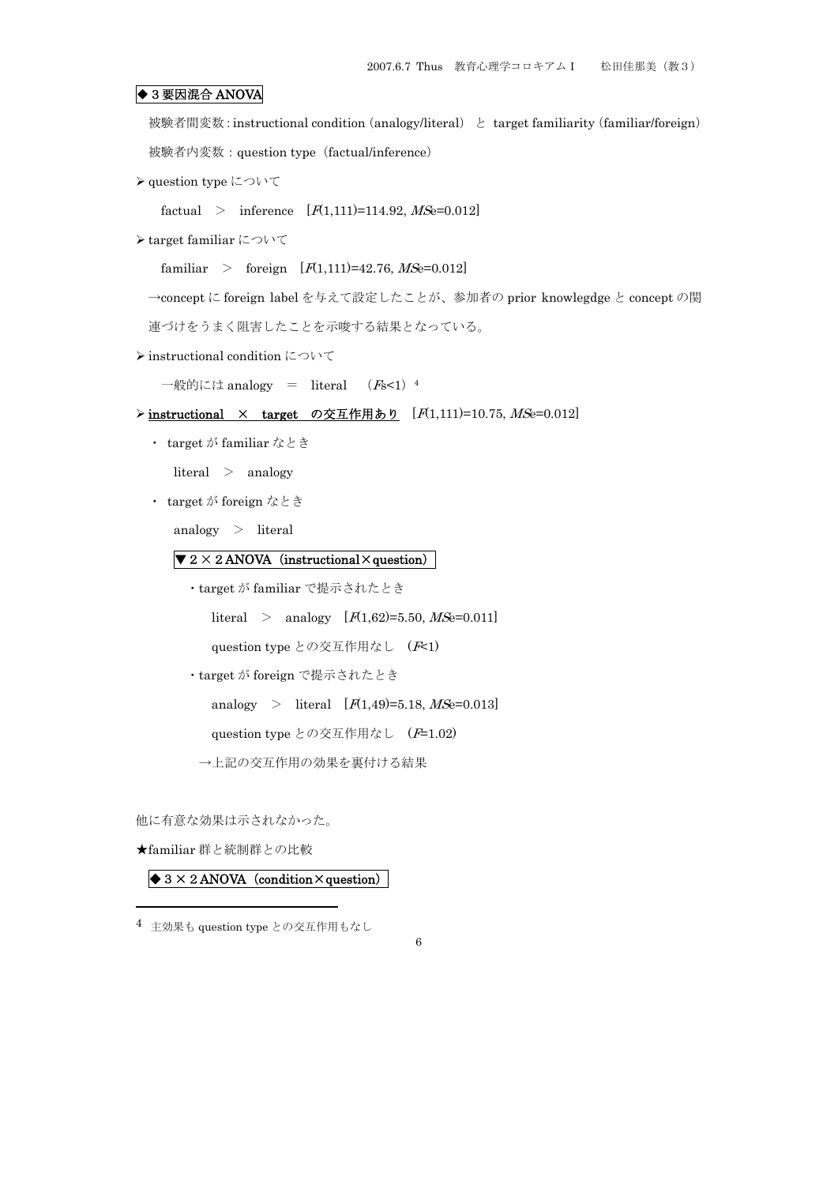**◆３要因混合 ANOVA**

被験者間変数：instructional condition（analogy/literal） と target familiarity（familiar/foreign）

被験者内変数：question type（factual/inference）

- question type について

  factual ＞ inference ［$F(1,111)=114.92$, $MSe=0.012$］

- target familiar について

  familiar ＞ foreign ［$F(1,111)=42.76$, $MSe=0.012$］

  →concept に foreign label を与えて設定したことが、参加者の prior knowlegdge と concept の関連づけをうまく阻害したことを示唆する結果となっている。

- instructional condition について

  一般的には analogy ＝ literal （$Fs<1$）[4]

- **instructional × target の交互作用あり** ［$F(1,111)=10.75$, $MSe=0.012$］

  - target が familiar なとき

    literal ＞ analogy

  - target が foreign なとき

    analogy ＞ literal

  **▼ 2 × 2 ANOVA（instructional×question）**

  ・target が familiar で提示されたとき

  literal ＞ analogy ［$F(1,62)=5.50$, $MSe=0.011$］

  question type との交互作用なし （$F<1$）

  ・target が foreign で提示されたとき

  analogy ＞ literal ［$F(1,49)=5.18$, $MSe=0.013$］

  question type との交互作用なし （$F=1.02$）

  →上記の交互作用の効果を裏付ける結果

他に有意な効果は示されなかった。

★familiar 群と統制群との比較

**◆ 3 × 2 ANOVA（condition×question）**

---

[4] 主効果も question type との交互作用もなし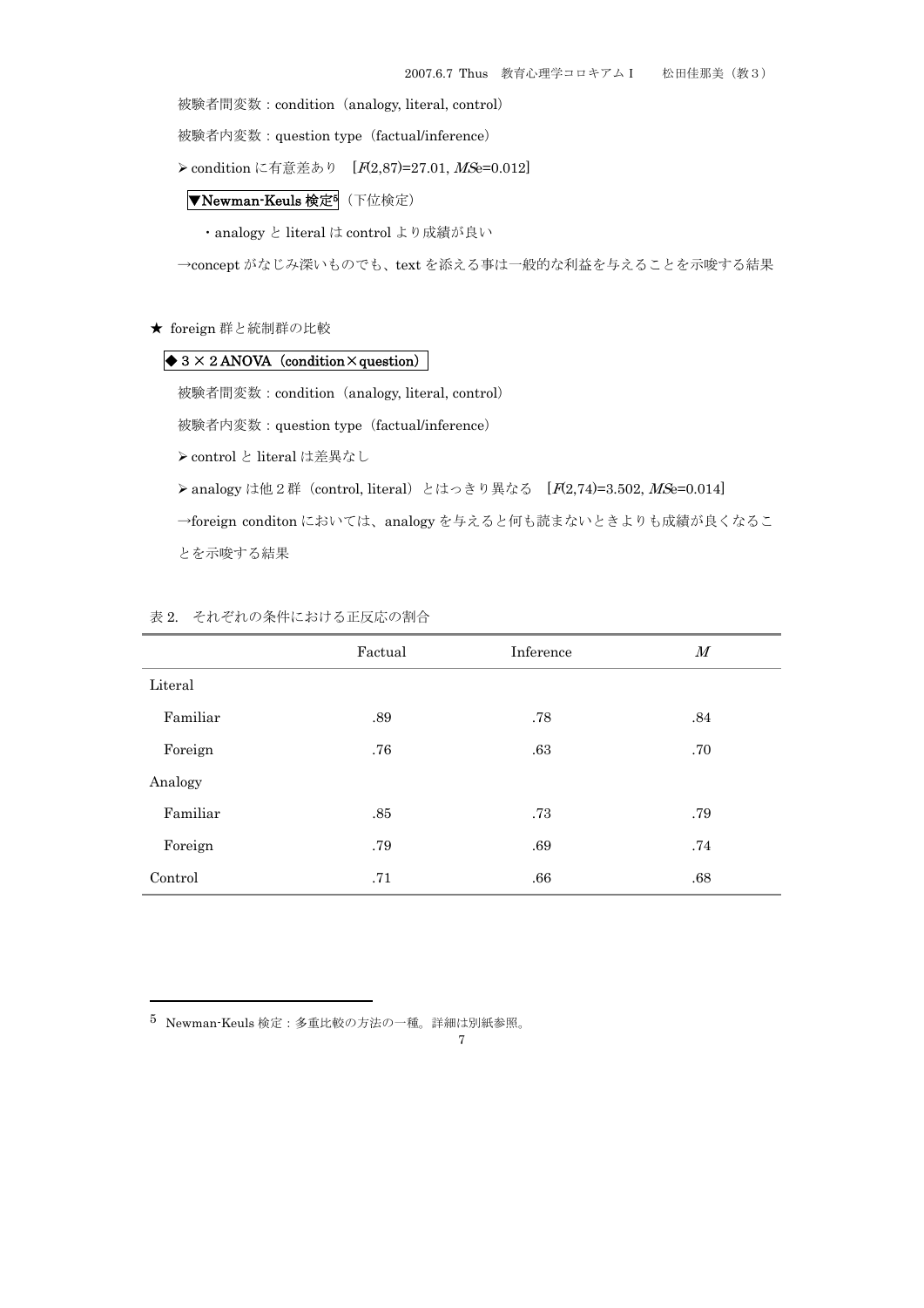被験者間変数：condition（analogy, literal, control）

被験者内変数：question type（factual/inference）

➢ condition に有意差あり　[$F(2,87)=27.01$, $MSe=0.012$]

**▼Newman-Keuls 検定[5]**（下位検定）

・analogy と literal は control より成績が良い

→concept がなじみ深いものでも、text を添える事は一般的な利益を与えることを示唆する結果

★ foreign 群と統制群の比較

**◆ 3 × 2 ANOVA（condition×question）**

被験者間変数：condition（analogy, literal, control）

被験者内変数：question type（factual/inference）

➢ control と literal は差異なし

➢ analogy は他 2 群（control, literal）とはっきり異なる　[$F(2,74)=3.502$, $MSe=0.014$]

→foreign conditon においては、analogy を与えると何も読まないときよりも成績が良くなることを示唆する結果

表 2.　それぞれの条件における正反応の割合

| | Factual | Inference | $M$ |
|---|---|---|---|
| Literal | | | |
| Familiar | .89 | .78 | .84 |
| Foreign | .76 | .63 | .70 |
| Analogy | | | |
| Familiar | .85 | .73 | .79 |
| Foreign | .79 | .69 | .74 |
| Control | .71 | .66 | .68 |

[5] Newman-Keuls 検定：多重比較の方法の一種。詳細は別紙参照。